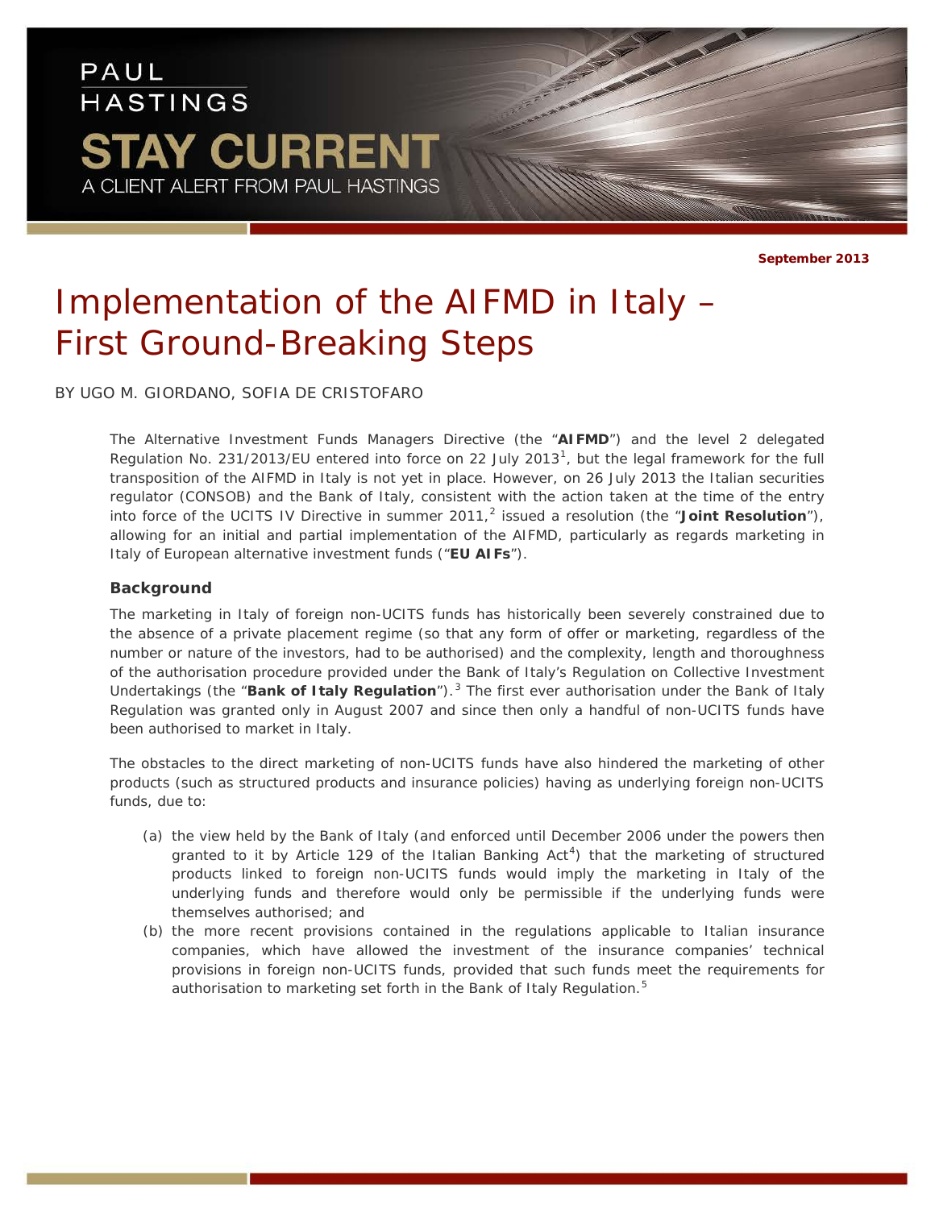PAUL HASTINGS

STAY CURRENT

A CLIENT ALERT FROM PAUL HASTINGS

**September 2013**

# Implementation of the AIFMD in Italy – First Ground-Breaking Steps

BY UGO M. GIORDANO, SOFIA DE CRISTOFARO

The Alternative Investment Funds Managers Directive (the "**AIFMD**") and the level 2 delegated Regulation No. 231/2013/EU entered into force on 22 July 2013[1], but the legal framework for the full transposition of the AIFMD in Italy is not yet in place. However, on 26 July 2013 the Italian securities regulator (CONSOB) and the Bank of Italy, consistent with the action taken at the time of the entry into force of the UCITS IV Directive in summer 2011,[2] issued a resolution (the "**Joint Resolution**"), allowing for an initial and partial implementation of the AIFMD, particularly as regards marketing in Italy of European alternative investment funds ("**EU AIFs**").

### Background

The marketing in Italy of foreign non-UCITS funds has historically been severely constrained due to the absence of a private placement regime (so that any form of offer or marketing, regardless of the number or nature of the investors, had to be authorised) and the complexity, length and thoroughness of the authorisation procedure provided under the Bank of Italy's Regulation on Collective Investment Undertakings (the "**Bank of Italy Regulation**").[3] The first ever authorisation under the Bank of Italy Regulation was granted only in August 2007 and since then only a handful of non-UCITS funds have been authorised to market in Italy.

The obstacles to the direct marketing of non-UCITS funds have also hindered the marketing of other products (such as structured products and insurance policies) having as underlying foreign non-UCITS funds, due to:

(a) the view held by the Bank of Italy (and enforced until December 2006 under the powers then granted to it by Article 129 of the Italian Banking Act[4]) that the marketing of structured products linked to foreign non-UCITS funds would imply the marketing in Italy of the underlying funds and therefore would only be permissible if the underlying funds were themselves authorised; and

(b) the more recent provisions contained in the regulations applicable to Italian insurance companies, which have allowed the investment of the insurance companies' technical provisions in foreign non-UCITS funds, provided that such funds meet the requirements for authorisation to marketing set forth in the Bank of Italy Regulation.[5]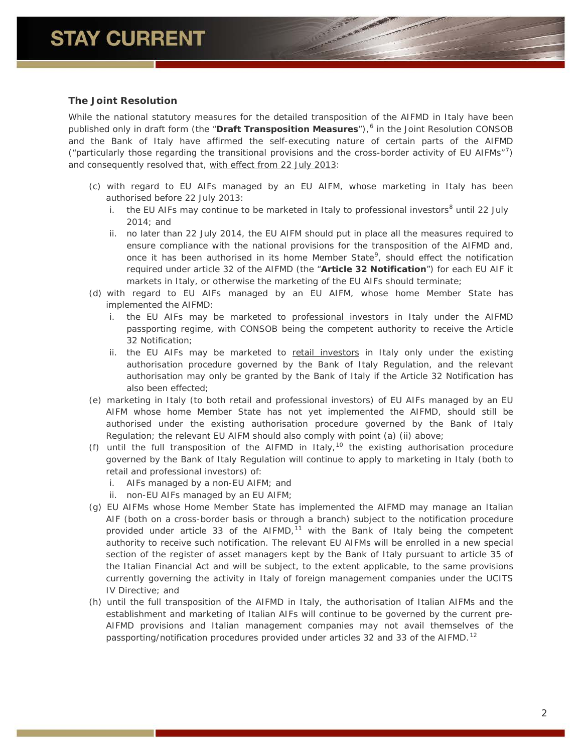### The Joint Resolution

While the national statutory measures for the detailed transposition of the AIFMD in Italy have been published only in draft form (the "**Draft Transposition Measures**"),[6] in the Joint Resolution CONSOB and the Bank of Italy have affirmed the self-executing nature of certain parts of the AIFMD ("particularly those regarding the transitional provisions and the cross-border activity of EU AIFMs"[7]) and consequently resolved that, <u>with effect from 22 July 2013</u>:

(c) with regard to EU AIFs managed by an EU AIFM, whose marketing in Italy has been authorised before 22 July 2013:
   i. the EU AIFs may continue to be marketed in Italy to professional investors[8] until 22 July 2014; and
   ii. no later than 22 July 2014, the EU AIFM should put in place all the measures required to ensure compliance with the national provisions for the transposition of the AIFMD and, once it has been authorised in its home Member State[9], should effect the notification required under article 32 of the AIFMD (the "**Article 32 Notification**") for each EU AIF it markets in Italy, or otherwise the marketing of the EU AIFs should terminate;

(d) with regard to EU AIFs managed by an EU AIFM, whose home Member State has implemented the AIFMD:
   i. the EU AIFs may be marketed to <u>professional investors</u> in Italy under the AIFMD passporting regime, with CONSOB being the competent authority to receive the Article 32 Notification;
   ii. the EU AIFs may be marketed to <u>retail investors</u> in Italy only under the existing authorisation procedure governed by the Bank of Italy Regulation, and the relevant authorisation may only be granted by the Bank of Italy if the Article 32 Notification has also been effected;

(e) marketing in Italy (to both retail and professional investors) of EU AIFs managed by an EU AIFM whose home Member State has not yet implemented the AIFMD, should still be authorised under the existing authorisation procedure governed by the Bank of Italy Regulation; the relevant EU AIFM should also comply with point (a) (ii) above;

(f) until the full transposition of the AIFMD in Italy,[10] the existing authorisation procedure governed by the Bank of Italy Regulation will continue to apply to marketing in Italy (both to retail and professional investors) of:
   i. AIFs managed by a non-EU AIFM; and
   ii. non-EU AIFs managed by an EU AIFM;

(g) EU AIFMs whose Home Member State has implemented the AIFMD may manage an Italian AIF (both on a cross-border basis or through a branch) subject to the notification procedure provided under article 33 of the AIFMD,[11] with the Bank of Italy being the competent authority to receive such notification. The relevant EU AIFMs will be enrolled in a new special section of the register of asset managers kept by the Bank of Italy pursuant to article 35 of the Italian Financial Act and will be subject, to the extent applicable, to the same provisions currently governing the activity in Italy of foreign management companies under the UCITS IV Directive; and

(h) until the full transposition of the AIFMD in Italy, the authorisation of Italian AIFMs and the establishment and marketing of Italian AIFs will continue to be governed by the current pre-AIFMD provisions and Italian management companies may not avail themselves of the passporting/notification procedures provided under articles 32 and 33 of the AIFMD.[12]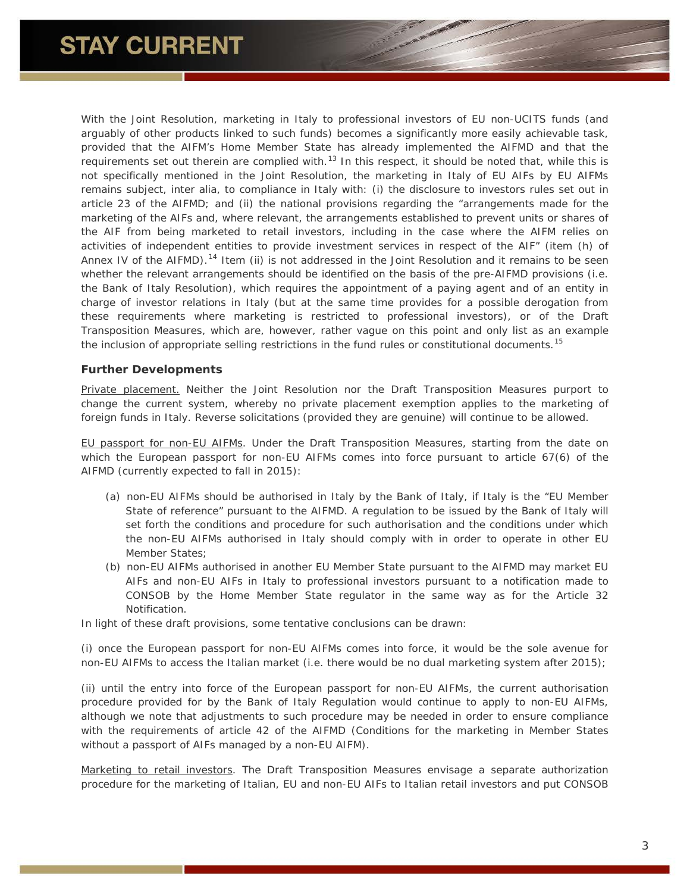With the Joint Resolution, marketing in Italy to professional investors of EU non-UCITS funds (and arguably of other products linked to such funds) becomes a significantly more easily achievable task, provided that the AIFM's Home Member State has already implemented the AIFMD and that the requirements set out therein are complied with.[13] In this respect, it should be noted that, while this is not specifically mentioned in the Joint Resolution, the marketing in Italy of EU AIFs by EU AIFMs remains subject, inter alia, to compliance in Italy with: (i) the disclosure to investors rules set out in article 23 of the AIFMD; and (ii) the national provisions regarding the "arrangements made for the marketing of the AIFs and, where relevant, the arrangements established to prevent units or shares of the AIF from being marketed to retail investors, including in the case where the AIFM relies on activities of independent entities to provide investment services in respect of the AIF" (item (h) of Annex IV of the AIFMD).[14] Item (ii) is not addressed in the Joint Resolution and it remains to be seen whether the relevant arrangements should be identified on the basis of the pre-AIFMD provisions (i.e. the Bank of Italy Resolution), which requires the appointment of a paying agent and of an entity in charge of investor relations in Italy (but at the same time provides for a possible derogation from these requirements where marketing is restricted to professional investors), or of the Draft Transposition Measures, which are, however, rather vague on this point and only list as an example the inclusion of appropriate selling restrictions in the fund rules or constitutional documents.[15]

### Further Developments

Private placement. Neither the Joint Resolution nor the Draft Transposition Measures purport to change the current system, whereby no private placement exemption applies to the marketing of foreign funds in Italy. Reverse solicitations (provided they are genuine) will continue to be allowed.

EU passport for non-EU AIFMs. Under the Draft Transposition Measures, starting from the date on which the European passport for non-EU AIFMs comes into force pursuant to article 67(6) of the AIFMD (currently expected to fall in 2015):

(a) non-EU AIFMs should be authorised in Italy by the Bank of Italy, if Italy is the "EU Member State of reference" pursuant to the AIFMD. A regulation to be issued by the Bank of Italy will set forth the conditions and procedure for such authorisation and the conditions under which the non-EU AIFMs authorised in Italy should comply with in order to operate in other EU Member States;

(b) non-EU AIFMs authorised in another EU Member State pursuant to the AIFMD may market EU AIFs and non-EU AIFs in Italy to professional investors pursuant to a notification made to CONSOB by the Home Member State regulator in the same way as for the Article 32 Notification.

In light of these draft provisions, some tentative conclusions can be drawn:

(i) once the European passport for non-EU AIFMs comes into force, it would be the sole avenue for non-EU AIFMs to access the Italian market (i.e. there would be no dual marketing system after 2015);

(ii) until the entry into force of the European passport for non-EU AIFMs, the current authorisation procedure provided for by the Bank of Italy Regulation would continue to apply to non-EU AIFMs, although we note that adjustments to such procedure may be needed in order to ensure compliance with the requirements of article 42 of the AIFMD (Conditions for the marketing in Member States without a passport of AIFs managed by a non-EU AIFM).

Marketing to retail investors. The Draft Transposition Measures envisage a separate authorization procedure for the marketing of Italian, EU and non-EU AIFs to Italian retail investors and put CONSOB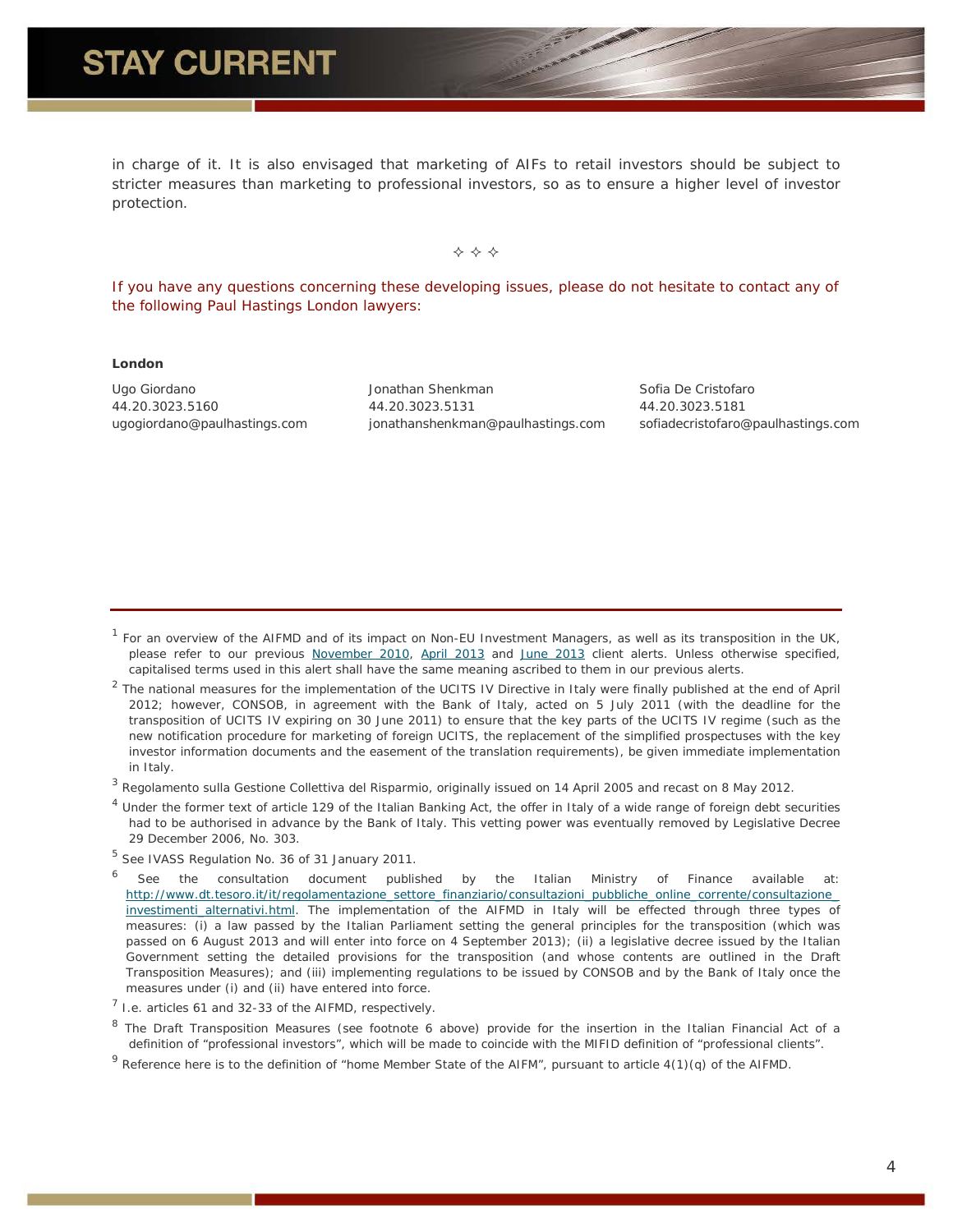in charge of it. It is also envisaged that marketing of AIFs to retail investors should be subject to stricter measures than marketing to professional investors, so as to ensure a higher level of investor protection.

✧ ✧ ✧

*If you have any questions concerning these developing issues, please do not hesitate to contact any of the following Paul Hastings London lawyers:*

**London**

Ugo Giordano
44.20.3023.5160
ugogiordano@paulhastings.com

Jonathan Shenkman
44.20.3023.5131
jonathanshenkman@paulhastings.com

Sofia De Cristofaro
44.20.3023.5181
sofiadecristofaro@paulhastings.com

---

[1] For an overview of the AIFMD and of its impact on Non-EU Investment Managers, as well as its transposition in the UK, please refer to our previous November 2010, April 2013 and June 2013 client alerts. Unless otherwise specified, capitalised terms used in this alert shall have the same meaning ascribed to them in our previous alerts.

[2] The national measures for the implementation of the UCITS IV Directive in Italy were finally published at the end of April 2012; however, CONSOB, in agreement with the Bank of Italy, acted on 5 July 2011 (with the deadline for the transposition of UCITS IV expiring on 30 June 2011) to ensure that the key parts of the UCITS IV regime (such as the new notification procedure for marketing of foreign UCITS, the replacement of the simplified prospectuses with the key investor information documents and the easement of the translation requirements), be given immediate implementation in Italy.

[3] Regolamento sulla Gestione Collettiva del Risparmio, originally issued on 14 April 2005 and recast on 8 May 2012.

[4] Under the former text of article 129 of the Italian Banking Act, the offer in Italy of a wide range of foreign debt securities had to be authorised in advance by the Bank of Italy. This vetting power was eventually removed by Legislative Decree 29 December 2006, No. 303.

[5] See IVASS Regulation No. 36 of 31 January 2011.

[6] See the consultation document published by the Italian Ministry of Finance available at: http://www.dt.tesoro.it/it/regolamentazione_settore_finanziario/consultazioni_pubbliche_online_corrente/consultazione_investimenti_alternativi.html. The implementation of the AIFMD in Italy will be effected through three types of measures: (i) a law passed by the Italian Parliament setting the general principles for the transposition (which was passed on 6 August 2013 and will enter into force on 4 September 2013); (ii) a legislative decree issued by the Italian Government setting the detailed provisions for the transposition (and whose contents are outlined in the Draft Transposition Measures); and (iii) implementing regulations to be issued by CONSOB and by the Bank of Italy once the measures under (i) and (ii) have entered into force.

[7] I.e. articles 61 and 32-33 of the AIFMD, respectively.

[8] The Draft Transposition Measures (see footnote 6 above) provide for the insertion in the Italian Financial Act of a definition of "professional investors", which will be made to coincide with the MIFID definition of "professional clients".

[9] Reference here is to the definition of "home Member State of the AIFM", pursuant to article 4(1)(q) of the AIFMD.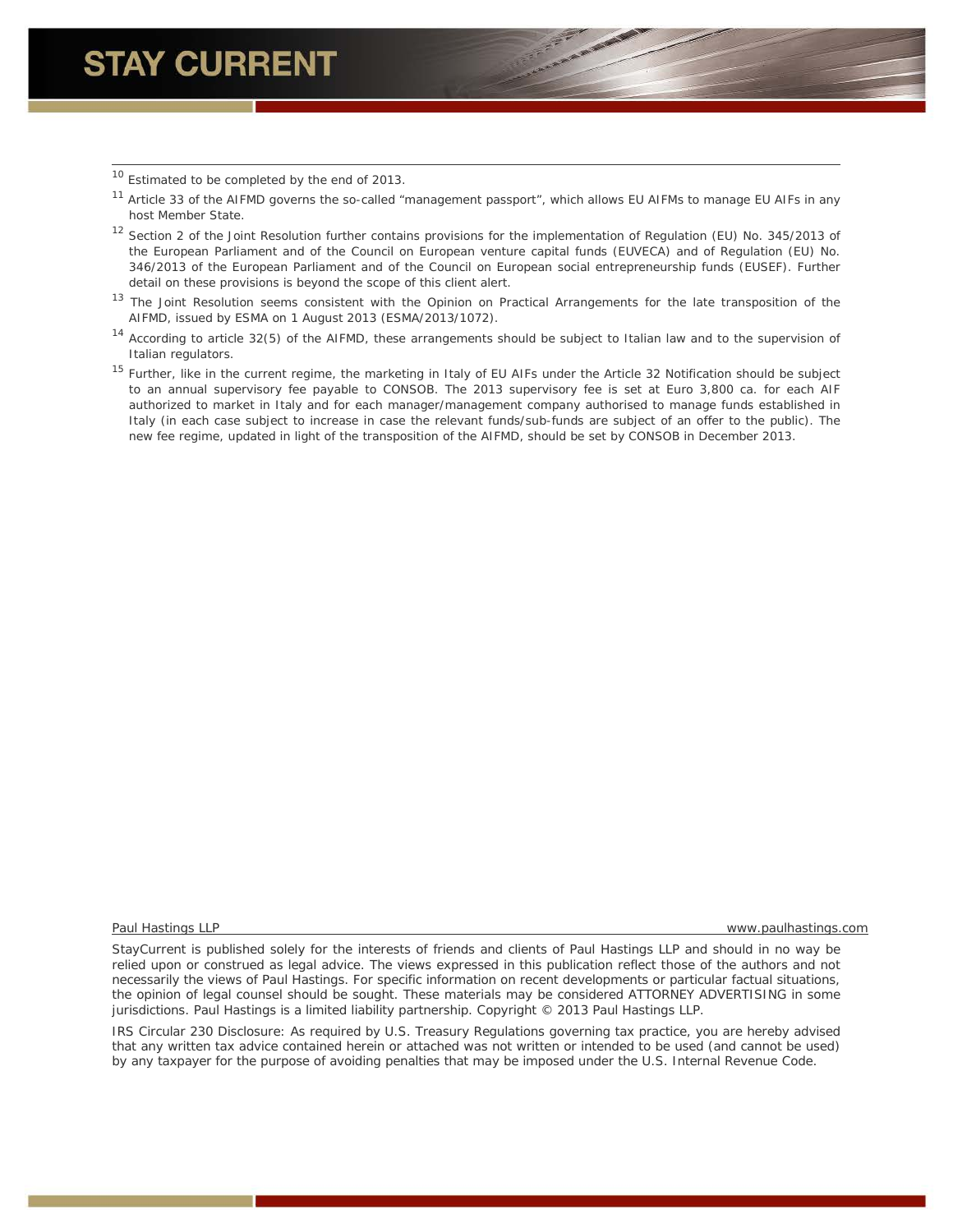[10] Estimated to be completed by the end of 2013.

[11] Article 33 of the AIFMD governs the so-called "management passport", which allows EU AIFMs to manage EU AIFs in any host Member State.

[12] Section 2 of the Joint Resolution further contains provisions for the implementation of Regulation (EU) No. 345/2013 of the European Parliament and of the Council on European venture capital funds (EUVECA) and of Regulation (EU) No. 346/2013 of the European Parliament and of the Council on European social entrepreneurship funds (EUSEF). Further detail on these provisions is beyond the scope of this client alert.

[13] The Joint Resolution seems consistent with the Opinion on Practical Arrangements for the late transposition of the AIFMD, issued by ESMA on 1 August 2013 (ESMA/2013/1072).

[14] According to article 32(5) of the AIFMD, these arrangements should be subject to Italian law and to the supervision of Italian regulators.

[15] Further, like in the current regime, the marketing in Italy of EU AIFs under the Article 32 Notification should be subject to an annual supervisory fee payable to CONSOB. The 2013 supervisory fee is set at Euro 3,800 ca. for each AIF authorized to market in Italy and for each manager/management company authorised to manage funds established in Italy (in each case subject to increase in case the relevant funds/sub-funds are subject of an offer to the public). The new fee regime, updated in light of the transposition of the AIFMD, should be set by CONSOB in December 2013.

Paul Hastings LLP www.paulhastings.com

StayCurrent is published solely for the interests of friends and clients of Paul Hastings LLP and should in no way be relied upon or construed as legal advice. The views expressed in this publication reflect those of the authors and not necessarily the views of Paul Hastings. For specific information on recent developments or particular factual situations, the opinion of legal counsel should be sought. These materials may be considered ATTORNEY ADVERTISING in some jurisdictions. Paul Hastings is a limited liability partnership. Copyright © 2013 Paul Hastings LLP.

IRS Circular 230 Disclosure: As required by U.S. Treasury Regulations governing tax practice, you are hereby advised that any written tax advice contained herein or attached was not written or intended to be used (and cannot be used) by any taxpayer for the purpose of avoiding penalties that may be imposed under the U.S. Internal Revenue Code.